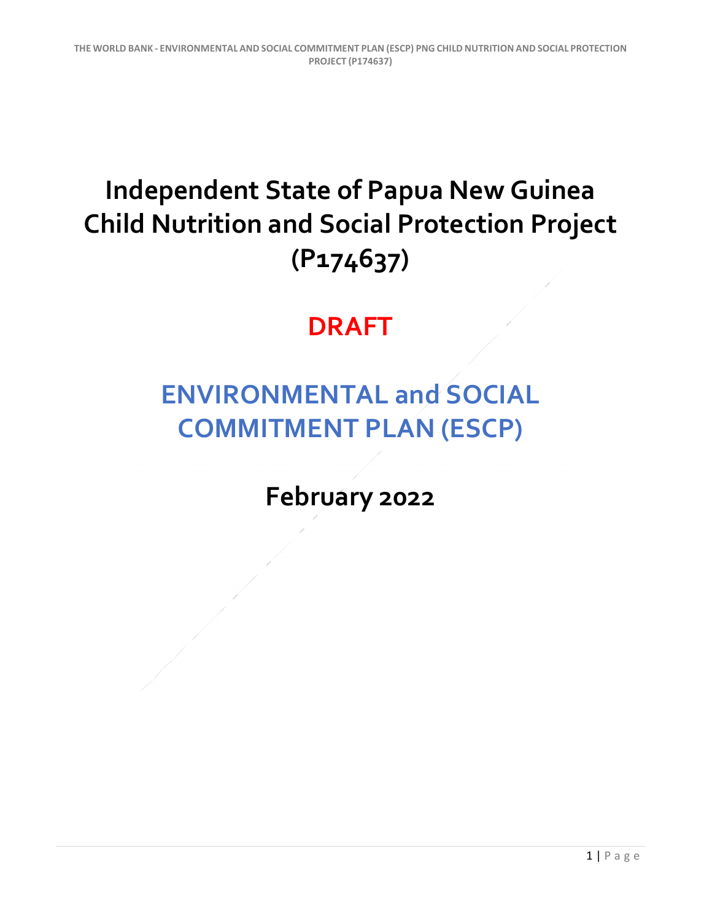# Independent State of Papua New Guinea Child Nutrition and Social Protection Project (P174637)

## DRAFT

## ENVIRONMENTAL and SOCIAL COMMITMENT PLAN (ESCP)

## February 2022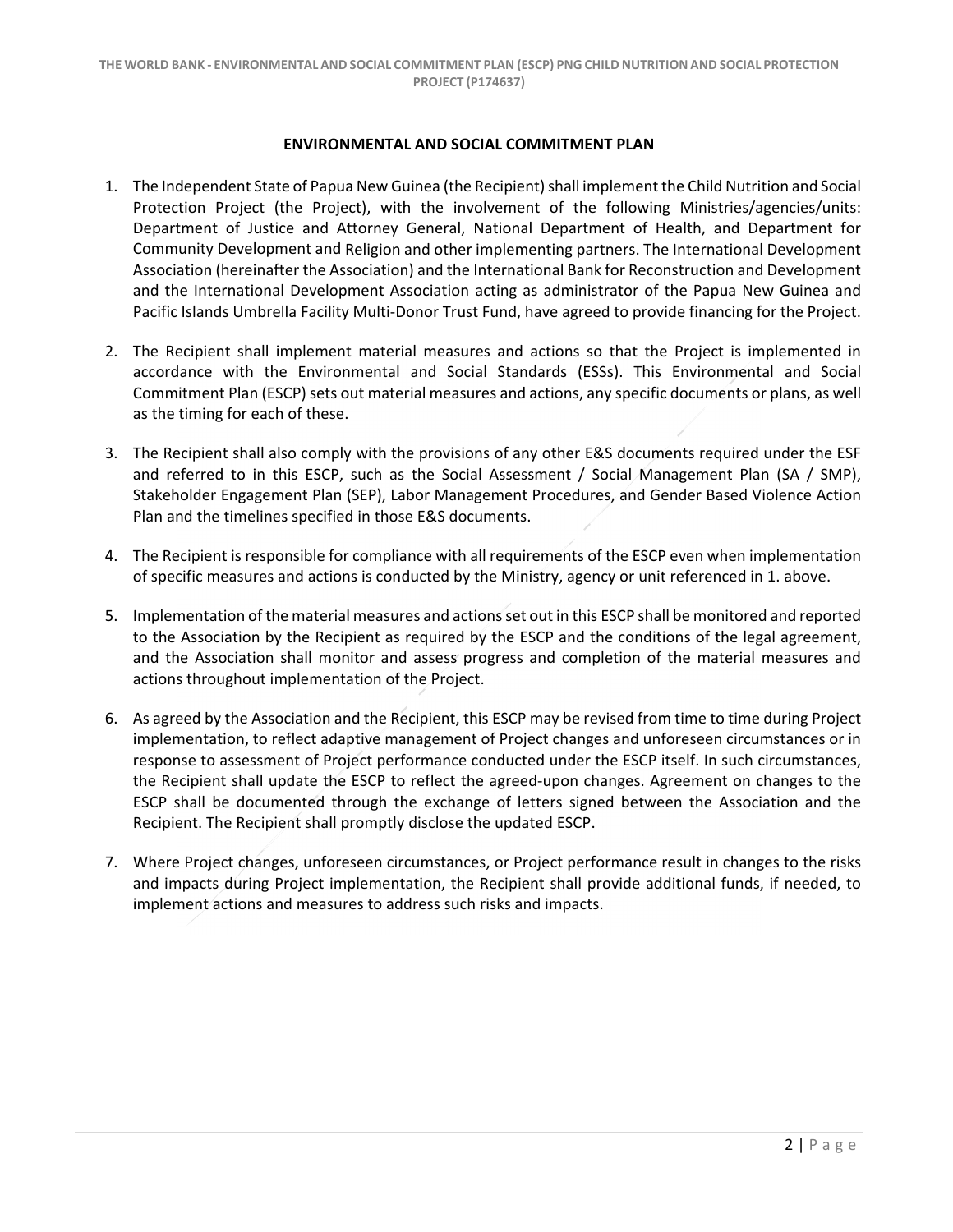## ENVIRONMENTAL AND SOCIAL COMMITMENT PLAN

1. The Independent State of Papua New Guinea (the Recipient) shall implement the Child Nutrition and Social Protection Project (the Project), with the involvement of the following Ministries/agencies/units: Department of Justice and Attorney General, National Department of Health, and Department for Community Development and Religion and other implementing partners. The International Development Association (hereinafter the Association) and the International Bank for Reconstruction and Development and the International Development Association acting as administrator of the Papua New Guinea and Pacific Islands Umbrella Facility Multi-Donor Trust Fund, have agreed to provide financing for the Project.

2. The Recipient shall implement material measures and actions so that the Project is implemented in accordance with the Environmental and Social Standards (ESSs). This Environmental and Social Commitment Plan (ESCP) sets out material measures and actions, any specific documents or plans, as well as the timing for each of these.

3. The Recipient shall also comply with the provisions of any other E&S documents required under the ESF and referred to in this ESCP, such as the Social Assessment / Social Management Plan (SA / SMP), Stakeholder Engagement Plan (SEP), Labor Management Procedures, and Gender Based Violence Action Plan and the timelines specified in those E&S documents.

4. The Recipient is responsible for compliance with all requirements of the ESCP even when implementation of specific measures and actions is conducted by the Ministry, agency or unit referenced in 1. above.

5. Implementation of the material measures and actions set out in this ESCP shall be monitored and reported to the Association by the Recipient as required by the ESCP and the conditions of the legal agreement, and the Association shall monitor and assess progress and completion of the material measures and actions throughout implementation of the Project.

6. As agreed by the Association and the Recipient, this ESCP may be revised from time to time during Project implementation, to reflect adaptive management of Project changes and unforeseen circumstances or in response to assessment of Project performance conducted under the ESCP itself. In such circumstances, the Recipient shall update the ESCP to reflect the agreed-upon changes. Agreement on changes to the ESCP shall be documented through the exchange of letters signed between the Association and the Recipient. The Recipient shall promptly disclose the updated ESCP.

7. Where Project changes, unforeseen circumstances, or Project performance result in changes to the risks and impacts during Project implementation, the Recipient shall provide additional funds, if needed, to implement actions and measures to address such risks and impacts.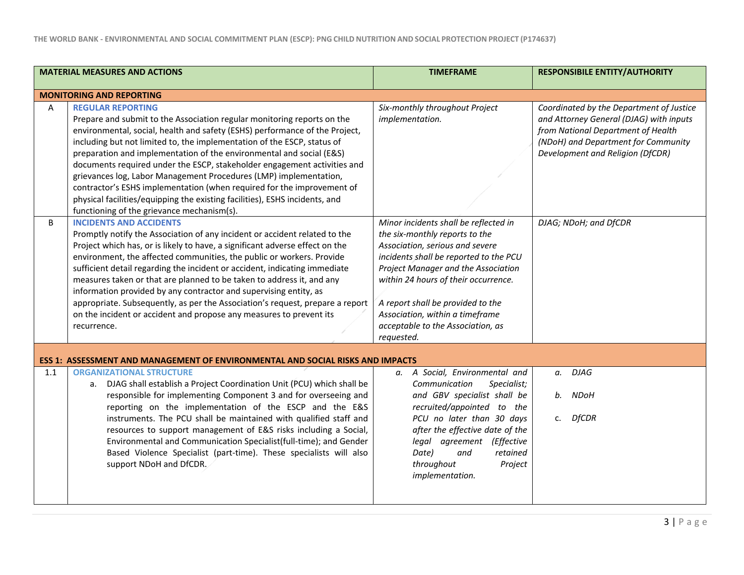| | MATERIAL MEASURES AND ACTIONS | TIMEFRAME | RESPONSIBILE ENTITY/AUTHORITY |
|---|---|---|---|
| **MONITORING AND REPORTING** | | | |
| A | **REGULAR REPORTING**<br>Prepare and submit to the Association regular monitoring reports on the environmental, social, health and safety (ESHS) performance of the Project, including but not limited to, the implementation of the ESCP, status of preparation and implementation of the environmental and social (E&S) documents required under the ESCP, stakeholder engagement activities and grievances log, Labor Management Procedures (LMP) implementation, contractor's ESHS implementation (when required for the improvement of physical facilities/equipping the existing facilities), ESHS incidents, and functioning of the grievance mechanism(s). | *Six-monthly throughout Project implementation.* | *Coordinated by the Department of Justice and Attorney General (DJAG) with inputs from National Department of Health (NDoH) and Department for Community Development and Religion (DfCDR)* |
| B | **INCIDENTS AND ACCIDENTS**<br>Promptly notify the Association of any incident or accident related to the Project which has, or is likely to have, a significant adverse effect on the environment, the affected communities, the public or workers. Provide sufficient detail regarding the incident or accident, indicating immediate measures taken or that are planned to be taken to address it, and any information provided by any contractor and supervising entity, as appropriate. Subsequently, as per the Association's request, prepare a report on the incident or accident and propose any measures to prevent its recurrence. | *Minor incidents shall be reflected in the six-monthly reports to the Association, serious and severe incidents shall be reported to the PCU Project Manager and the Association within 24 hours of their occurrence.*<br><br>*A report shall be provided to the Association, within a timeframe acceptable to the Association, as requested.* | *DJAG; NDoH; and DfCDR* |
| **ESS 1: ASSESSMENT AND MANAGEMENT OF ENVIRONMENTAL AND SOCIAL RISKS AND IMPACTS** | | | |
| 1.1 | **ORGANIZATIONAL STRUCTURE**<br>a. DJAG shall establish a Project Coordination Unit (PCU) which shall be responsible for implementing Component 3 and for overseeing and reporting on the implementation of the ESCP and the E&S instruments. The PCU shall be maintained with qualified staff and resources to support management of E&S risks including a Social, Environmental and Communication Specialist(full-time); and Gender Based Violence Specialist (part-time). These specialists will also support NDoH and DfCDR. | *a. A Social, Environmental and Communication Specialist; and GBV specialist shall be recruited/appointed to the PCU no later than 30 days after the effective date of the legal agreement (Effective Date) and retained throughout Project implementation.* | *a. DJAG*<br><br>*b. NDoH*<br><br>c. *DfCDR* |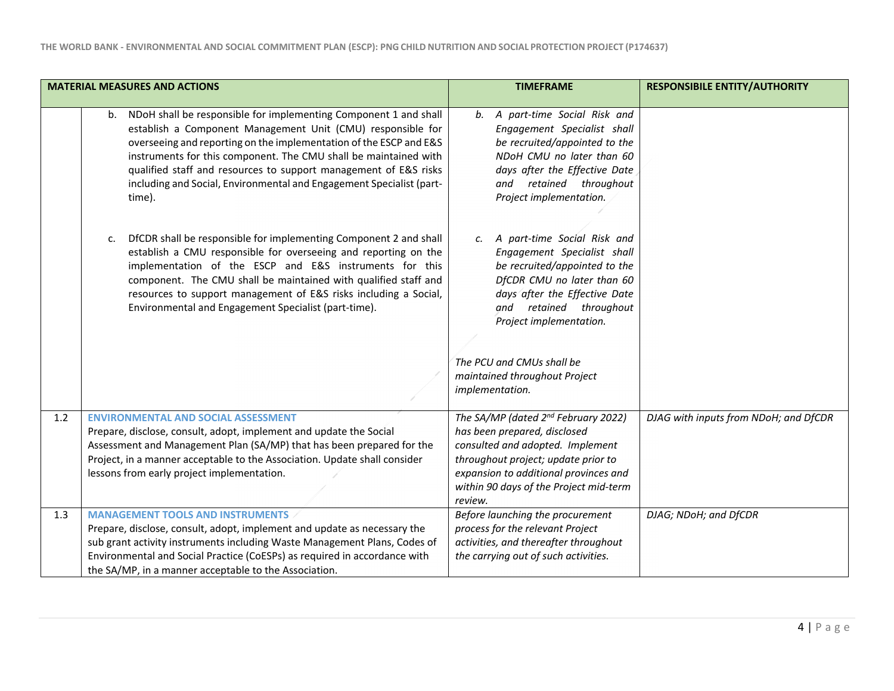| | MATERIAL MEASURES AND ACTIONS | TIMEFRAME | RESPONSIBILE ENTITY/AUTHORITY |
|---|---|---|---|
| | b. NDoH shall be responsible for implementing Component 1 and shall establish a Component Management Unit (CMU) responsible for overseeing and reporting on the implementation of the ESCP and E&S instruments for this component. The CMU shall be maintained with qualified staff and resources to support management of E&S risks including and Social, Environmental and Engagement Specialist (part-time).<br><br>c. DfCDR shall be responsible for implementing Component 2 and shall establish a CMU responsible for overseeing and reporting on the implementation of the ESCP and E&S instruments for this component. The CMU shall be maintained with qualified staff and resources to support management of E&S risks including a Social, Environmental and Engagement Specialist (part-time). | *b. A part-time Social Risk and Engagement Specialist shall be recruited/appointed to the NDoH CMU no later than 60 days after the Effective Date and retained throughout Project implementation.*<br><br>*c. A part-time Social Risk and Engagement Specialist shall be recruited/appointed to the DfCDR CMU no later than 60 days after the Effective Date and retained throughout Project implementation.*<br><br>*The PCU and CMUs shall be maintained throughout Project implementation.* | |
| 1.2 | **ENVIRONMENTAL AND SOCIAL ASSESSMENT**<br>Prepare, disclose, consult, adopt, implement and update the Social Assessment and Management Plan (SA/MP) that has been prepared for the Project, in a manner acceptable to the Association. Update shall consider lessons from early project implementation. | *The SA/MP (dated 2nd February 2022) has been prepared, disclosed consulted and adopted. Implement throughout project; update prior to expansion to additional provinces and within 90 days of the Project mid-term review.* | *DJAG with inputs from NDoH; and DfCDR* |
| 1.3 | **MANAGEMENT TOOLS AND INSTRUMENTS**<br>Prepare, disclose, consult, adopt, implement and update as necessary the sub grant activity instruments including Waste Management Plans, Codes of Environmental and Social Practice (CoESPs) as required in accordance with the SA/MP, in a manner acceptable to the Association. | *Before launching the procurement process for the relevant Project activities, and thereafter throughout the carrying out of such activities.* | *DJAG; NDoH; and DfCDR* |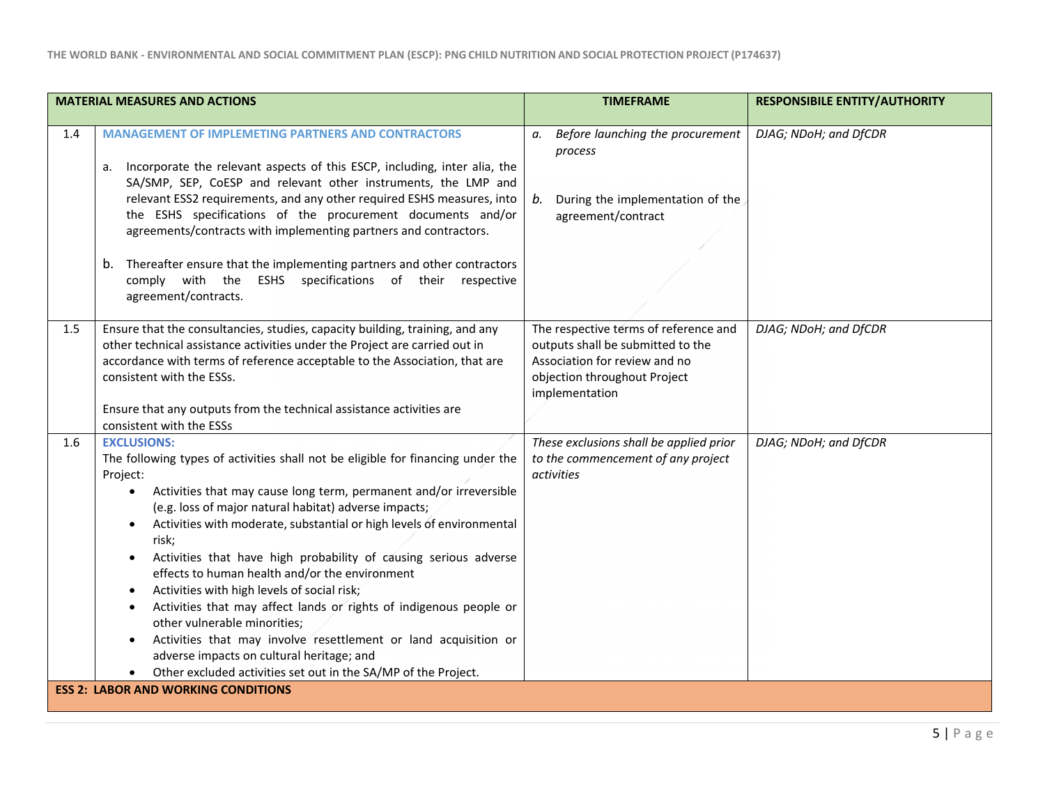| | MATERIAL MEASURES AND ACTIONS | TIMEFRAME | RESPONSIBILE ENTITY/AUTHORITY |
|---|---|---|---|
| 1.4 | **MANAGEMENT OF IMPLEMETING PARTNERS AND CONTRACTORS**<br><br>a. Incorporate the relevant aspects of this ESCP, including, inter alia, the SA/SMP, SEP, CoESP and relevant other instruments, the LMP and relevant ESS2 requirements, and any other required ESHS measures, into the ESHS specifications of the procurement documents and/or agreements/contracts with implementing partners and contractors.<br><br>b. Thereafter ensure that the implementing partners and other contractors comply with the ESHS specifications of their respective agreement/contracts. | *a. Before launching the procurement process*<br><br>*b.* During the implementation of the agreement/contract | *DJAG; NDoH; and DfCDR* |
| 1.5 | Ensure that the consultancies, studies, capacity building, training, and any other technical assistance activities under the Project are carried out in accordance with terms of reference acceptable to the Association, that are consistent with the ESSs.<br><br>Ensure that any outputs from the technical assistance activities are consistent with the ESSs | The respective terms of reference and outputs shall be submitted to the Association for review and no objection throughout Project implementation | *DJAG; NDoH; and DfCDR* |
| 1.6 | **EXCLUSIONS:**<br>The following types of activities shall not be eligible for financing under the Project:<br>• Activities that may cause long term, permanent and/or irreversible (e.g. loss of major natural habitat) adverse impacts;<br>• Activities with moderate, substantial or high levels of environmental risk;<br>• Activities that have high probability of causing serious adverse effects to human health and/or the environment<br>• Activities with high levels of social risk;<br>• Activities that may affect lands or rights of indigenous people or other vulnerable minorities;<br>• Activities that may involve resettlement or land acquisition or adverse impacts on cultural heritage; and<br>• Other excluded activities set out in the SA/MP of the Project. | *These exclusions shall be applied prior to the commencement of any project activities* | *DJAG; NDoH; and DfCDR* |
| **ESS 2: LABOR AND WORKING CONDITIONS** | | | |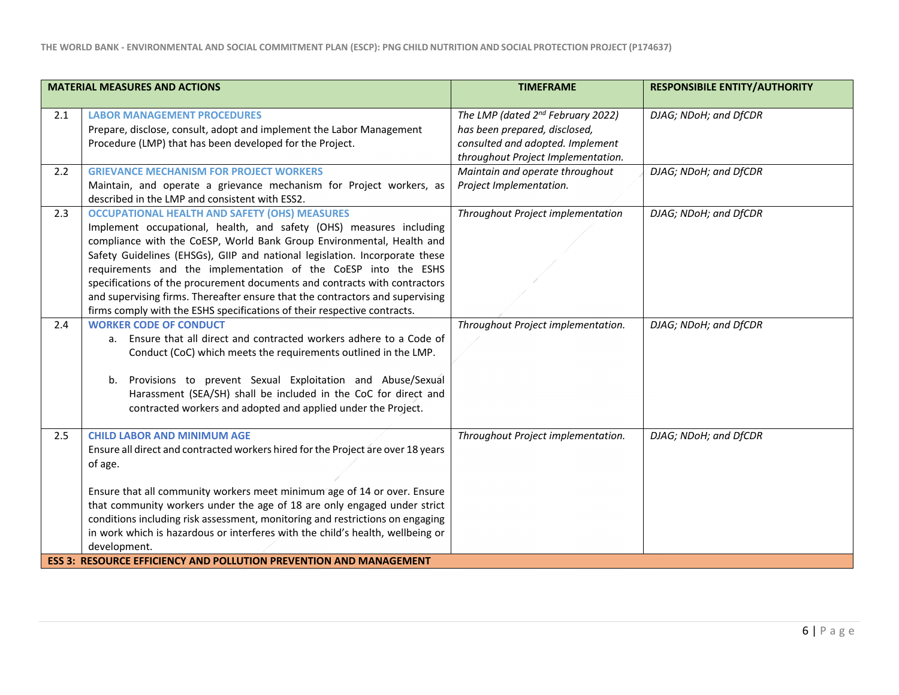| | MATERIAL MEASURES AND ACTIONS | TIMEFRAME | RESPONSIBILE ENTITY/AUTHORITY |
|---|---|---|---|
| 2.1 | **LABOR MANAGEMENT PROCEDURES**<br>Prepare, disclose, consult, adopt and implement the Labor Management Procedure (LMP) that has been developed for the Project. | *The LMP (dated 2nd February 2022) has been prepared, disclosed, consulted and adopted. Implement throughout Project Implementation.* | *DJAG; NDoH; and DfCDR* |
| 2.2 | **GRIEVANCE MECHANISM FOR PROJECT WORKERS**<br>Maintain, and operate a grievance mechanism for Project workers, as described in the LMP and consistent with ESS2. | *Maintain and operate throughout Project Implementation.* | *DJAG; NDoH; and DfCDR* |
| 2.3 | **OCCUPATIONAL HEALTH AND SAFETY (OHS) MEASURES**<br>Implement occupational, health, and safety (OHS) measures including compliance with the CoESP, World Bank Group Environmental, Health and Safety Guidelines (EHSGs), GIIP and national legislation. Incorporate these requirements and the implementation of the CoESP into the ESHS specifications of the procurement documents and contracts with contractors and supervising firms. Thereafter ensure that the contractors and supervising firms comply with the ESHS specifications of their respective contracts. | *Throughout Project implementation* | *DJAG; NDoH; and DfCDR* |
| 2.4 | **WORKER CODE OF CONDUCT**<br>a. Ensure that all direct and contracted workers adhere to a Code of Conduct (CoC) which meets the requirements outlined in the LMP.<br><br>b. Provisions to prevent Sexual Exploitation and Abuse/Sexual Harassment (SEA/SH) shall be included in the CoC for direct and contracted workers and adopted and applied under the Project. | *Throughout Project implementation.* | *DJAG; NDoH; and DfCDR* |
| 2.5 | **CHILD LABOR AND MINIMUM AGE**<br>Ensure all direct and contracted workers hired for the Project are over 18 years of age.<br><br>Ensure that all community workers meet minimum age of 14 or over. Ensure that community workers under the age of 18 are only engaged under strict conditions including risk assessment, monitoring and restrictions on engaging in work which is hazardous or interferes with the child's health, wellbeing or development. | *Throughout Project implementation.* | *DJAG; NDoH; and DfCDR* |
| **ESS 3: RESOURCE EFFICIENCY AND POLLUTION PREVENTION AND MANAGEMENT** | | | |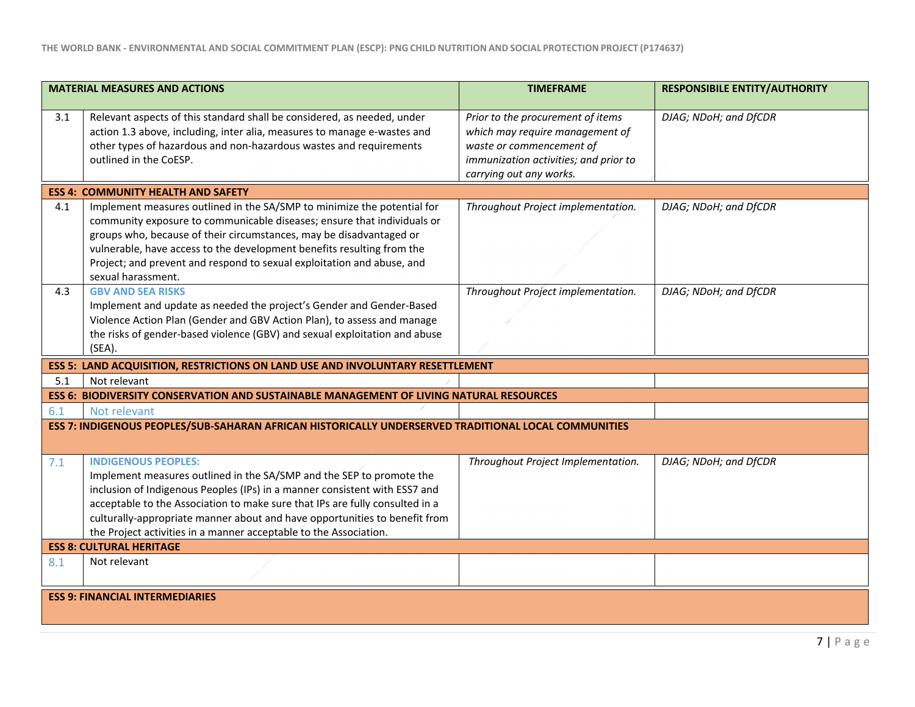| | MATERIAL MEASURES AND ACTIONS | TIMEFRAME | RESPONSIBILE ENTITY/AUTHORITY |
|---|---|---|---|
| 3.1 | Relevant aspects of this standard shall be considered, as needed, under action 1.3 above, including, inter alia, measures to manage e-wastes and other types of hazardous and non-hazardous wastes and requirements outlined in the CoESP. | *Prior to the procurement of items which may require management of waste or commencement of immunization activities; and prior to carrying out any works.* | *DJAG; NDoH; and DfCDR* |
| **ESS 4: COMMUNITY HEALTH AND SAFETY** | | | |
| 4.1 | Implement measures outlined in the SA/SMP to minimize the potential for community exposure to communicable diseases; ensure that individuals or groups who, because of their circumstances, may be disadvantaged or vulnerable, have access to the development benefits resulting from the Project; and prevent and respond to sexual exploitation and abuse, and sexual harassment. | *Throughout Project implementation.* | *DJAG; NDoH; and DfCDR* |
| 4.3 | **GBV AND SEA RISKS** Implement and update as needed the project's Gender and Gender-Based Violence Action Plan (Gender and GBV Action Plan), to assess and manage the risks of gender-based violence (GBV) and sexual exploitation and abuse (SEA). | *Throughout Project implementation.* | *DJAG; NDoH; and DfCDR* |
| **ESS 5: LAND ACQUISITION, RESTRICTIONS ON LAND USE AND INVOLUNTARY RESETTLEMENT** | | | |
| 5.1 | Not relevant | | |
| **ESS 6: BIODIVERSITY CONSERVATION AND SUSTAINABLE MANAGEMENT OF LIVING NATURAL RESOURCES** | | | |
| 6.1 | Not relevant | | |
| **ESS 7: INDIGENOUS PEOPLES/SUB-SAHARAN AFRICAN HISTORICALLY UNDERSERVED TRADITIONAL LOCAL COMMUNITIES** | | | |
| 7.1 | **INDIGENOUS PEOPLES:** Implement measures outlined in the SA/SMP and the SEP to promote the inclusion of Indigenous Peoples (IPs) in a manner consistent with ESS7 and acceptable to the Association to make sure that IPs are fully consulted in a culturally-appropriate manner about and have opportunities to benefit from the Project activities in a manner acceptable to the Association. | *Throughout Project Implementation.* | *DJAG; NDoH; and DfCDR* |
| **ESS 8: CULTURAL HERITAGE** | | | |
| 8.1 | Not relevant | | |
| **ESS 9: FINANCIAL INTERMEDIARIES** | | | |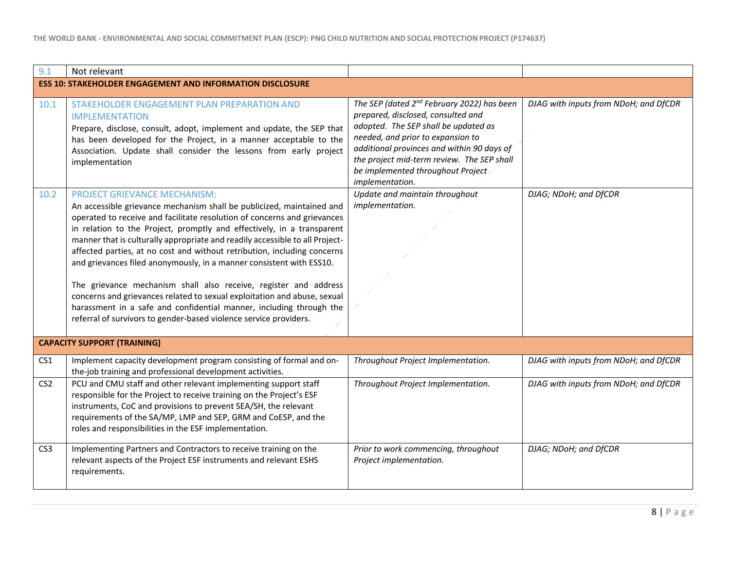| | | | |
|---|---|---|---|
| 9.1 | Not relevant | | |
| **ESS 10: STAKEHOLDER ENGAGEMENT AND INFORMATION DISCLOSURE** | | | |
| 10.1 | STAKEHOLDER ENGAGEMENT PLAN PREPARATION AND IMPLEMENTATION<br>Prepare, disclose, consult, adopt, implement and update, the SEP that has been developed for the Project, in a manner acceptable to the Association. Update shall consider the lessons from early project implementation | *The SEP (dated 2nd February 2022) has been prepared, disclosed, consulted and adopted. The SEP shall be updated as needed, and prior to expansion to additional provinces and within 90 days of the project mid-term review. The SEP shall be implemented throughout Project implementation.* | *DJAG with inputs from NDoH; and DfCDR* |
| 10.2 | PROJECT GRIEVANCE MECHANISM:<br>An accessible grievance mechanism shall be publicized, maintained and operated to receive and facilitate resolution of concerns and grievances in relation to the Project, promptly and effectively, in a transparent manner that is culturally appropriate and readily accessible to all Project-affected parties, at no cost and without retribution, including concerns and grievances filed anonymously, in a manner consistent with ESS10.<br><br>The grievance mechanism shall also receive, register and address concerns and grievances related to sexual exploitation and abuse, sexual harassment in a safe and confidential manner, including through the referral of survivors to gender-based violence service providers. | *Update and maintain throughout implementation.* | *DJAG; NDoH; and DfCDR* |
| **CAPACITY SUPPORT (TRAINING)** | | | |
| CS1 | Implement capacity development program consisting of formal and on-the-job training and professional development activities. | *Throughout Project Implementation.* | *DJAG with inputs from NDoH; and DfCDR* |
| CS2 | PCU and CMU staff and other relevant implementing support staff responsible for the Project to receive training on the Project's ESF instruments, CoC and provisions to prevent SEA/SH, the relevant requirements of the SA/MP, LMP and SEP, GRM and CoESP, and the roles and responsibilities in the ESF implementation. | *Throughout Project Implementation.* | *DJAG with inputs from NDoH; and DfCDR* |
| CS3 | Implementing Partners and Contractors to receive training on the relevant aspects of the Project ESF instruments and relevant ESHS requirements. | *Prior to work commencing, throughout Project implementation.* | *DJAG; NDoH; and DfCDR* |